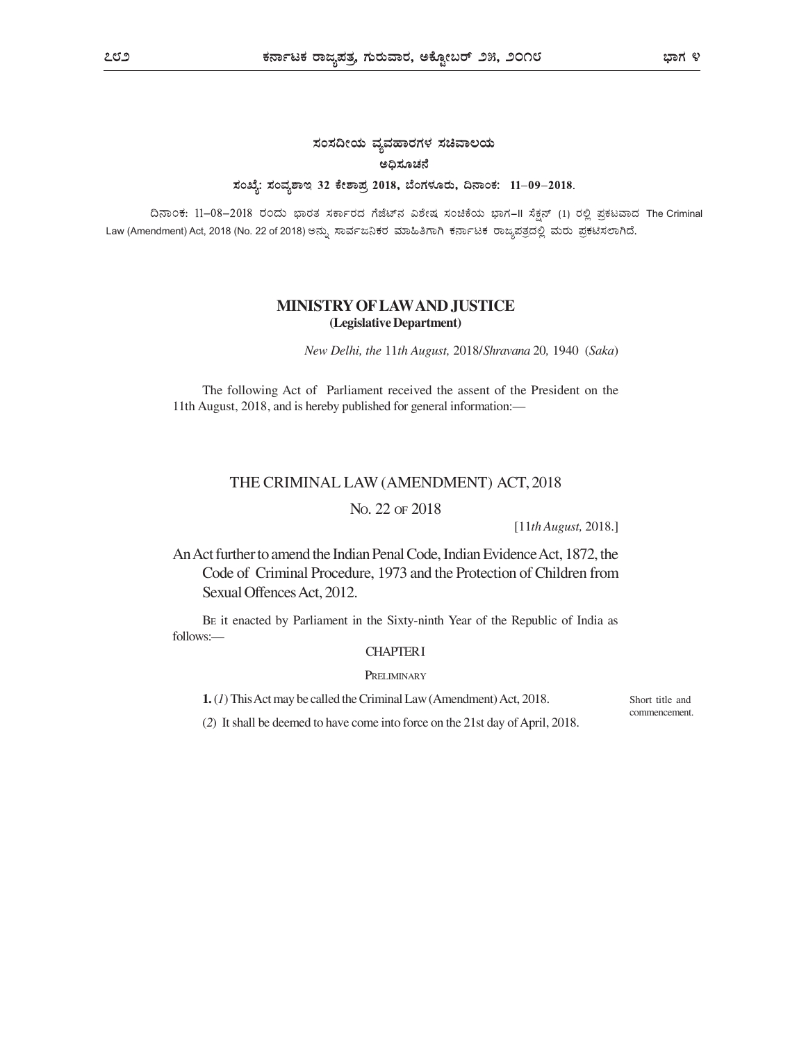ಸಂಸದೀಯ ವ್ಯವಹಾರಗಳ ಸಚಿವಾಲಯ

ಅಧಿಸೂಚನೆ

**ಸಂಖ್ಯೆ: ಸಂವ್ಯಶಾಇ 32 ಕೇಶಾಪ್ರ 2018, ಬೆಂಗಳೂರು, ದಿನಾಂಕ: 11–09–2018.**

ದಿನಾಂಕ: 11–08–2018 ರಂದು ಭಾರತ ಸರ್ಕಾರದ ಗೆಜೆಟ್‌ನ ವಿಶೇಷ ಸಂಚಿಕೆಯ ಭಾಗ–II ಸೆಕ್ಷನ್ (1) ರಲ್ಲಿ ಪ್ರಕಟವಾದ The Criminal Law (Amendment) Act, 2018 (No. 22 of 2018) ಅನ್ನು ಸಾರ್ವಜನಿಕರ ಮಾಹಿತಿಗಾಗಿ ಕರ್ನಾಟಕ ರಾಜ್ಯಪತ್ರದಲ್ಲಿ ಮರು ಪ್ರಕಟಿಸಲಾಗಿದೆ.

## MINISTRY OF LAW AND JUSTICE
**(Legislative Department)**

*New Delhi, the* 11*th August,* 2018/*Shravana* 20, 1940 (*Saka*)

The following Act of Parliament received the assent of the President on the 11th August, 2018, and is hereby published for general information:—

# THE CRIMINAL LAW (AMENDMENT) ACT, 2018

NO. 22 OF 2018

[11*th August,* 2018.]

An Act further to amend the Indian Penal Code, Indian Evidence Act, 1872, the Code of Criminal Procedure, 1973 and the Protection of Children from Sexual Offences Act, 2012.

BE it enacted by Parliament in the Sixty-ninth Year of the Republic of India as follows:—

### CHAPTER I

PRELIMINARY

Short title and commencement.

**1.** (*1*) This Act may be called the Criminal Law (Amendment) Act, 2018.

(*2*) It shall be deemed to have come into force on the 21st day of April, 2018.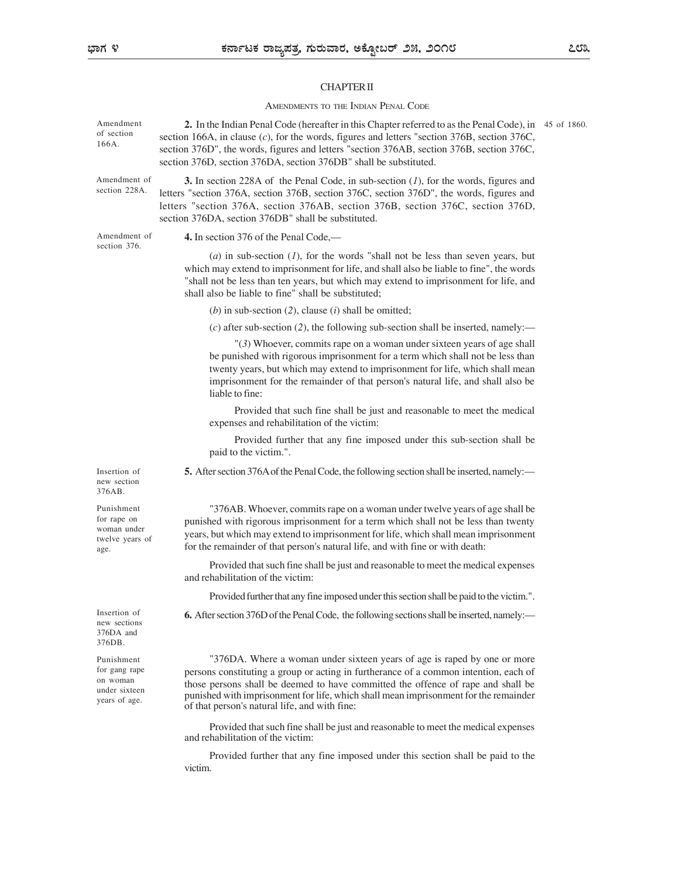## CHAPTER II

### AMENDMENTS TO THE INDIAN PENAL CODE

Amendment of section 166A.

**2.** In the Indian Penal Code (hereafter in this Chapter referred to as the Penal Code), in section 166A, in clause (*c*), for the words, figures and letters "section 376B, section 376C, section 376D", the words, figures and letters "section 376AB, section 376B, section 376C, section 376D, section 376DA, section 376DB" shall be substituted. 45 of 1860.

Amendment of section 228A.

**3.** In section 228A of the Penal Code, in sub-section (*1*), for the words, figures and letters "section 376A, section 376B, section 376C, section 376D", the words, figures and letters "section 376A, section 376AB, section 376B, section 376C, section 376D, section 376DA, section 376DB" shall be substituted.

Amendment of section 376.

**4.** In section 376 of the Penal Code,—

(*a*) in sub-section (*1*), for the words "shall not be less than seven years, but which may extend to imprisonment for life, and shall also be liable to fine", the words "shall not be less than ten years, but which may extend to imprisonment for life, and shall also be liable to fine" shall be substituted;

(*b*) in sub-section (*2*), clause (*i*) shall be omitted;

(*c*) after sub-section (*2*), the following sub-section shall be inserted, namely:—

"(*3*) Whoever, commits rape on a woman under sixteen years of age shall be punished with rigorous imprisonment for a term which shall not be less than twenty years, but which may extend to imprisonment for life, which shall mean imprisonment for the remainder of that person's natural life, and shall also be liable to fine:

Provided that such fine shall be just and reasonable to meet the medical expenses and rehabilitation of the victim:

Provided further that any fine imposed under this sub-section shall be paid to the victim.".

Insertion of new section 376AB.

**5.** After section 376A of the Penal Code, the following section shall be inserted, namely:—

Punishment for rape on woman under twelve years of age.

"376AB. Whoever, commits rape on a woman under twelve years of age shall be punished with rigorous imprisonment for a term which shall not be less than twenty years, but which may extend to imprisonment for life, which shall mean imprisonment for the remainder of that person's natural life, and with fine or with death:

Provided that such fine shall be just and reasonable to meet the medical expenses and rehabilitation of the victim:

Provided further that any fine imposed under this section shall be paid to the victim.".

Insertion of new sections 376DA and 376DB.

**6.** After section 376D of the Penal Code, the following sections shall be inserted, namely:—

Punishment for gang rape on woman under sixteen years of age.

"376DA. Where a woman under sixteen years of age is raped by one or more persons constituting a group or acting in furtherance of a common intention, each of those persons shall be deemed to have committed the offence of rape and shall be punished with imprisonment for life, which shall mean imprisonment for the remainder of that person's natural life, and with fine:

Provided that such fine shall be just and reasonable to meet the medical expenses and rehabilitation of the victim:

Provided further that any fine imposed under this section shall be paid to the victim.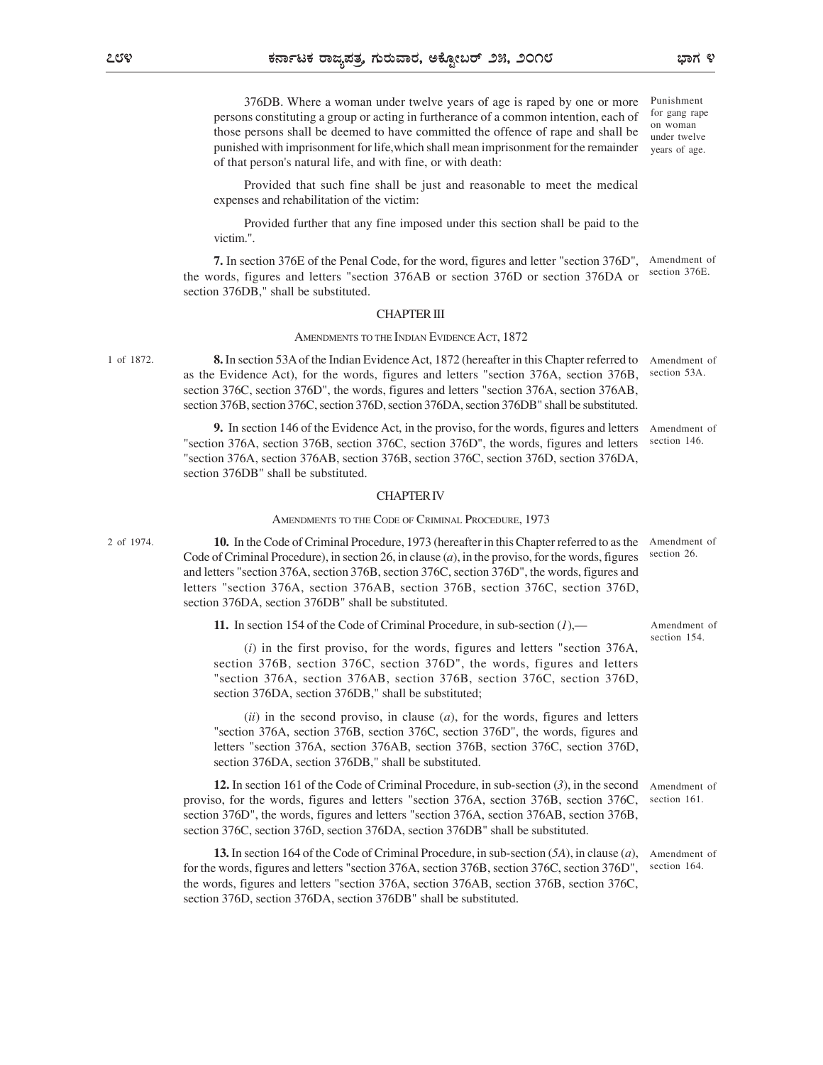376DB. Where a woman under twelve years of age is raped by one or more persons constituting a group or acting in furtherance of a common intention, each of those persons shall be deemed to have committed the offence of rape and shall be punished with imprisonment for life, which shall mean imprisonment for the remainder of that person's natural life, and with fine, or with death:

Punishment for gang rape on woman under twelve years of age.

Provided that such fine shall be just and reasonable to meet the medical expenses and rehabilitation of the victim:

Provided further that any fine imposed under this section shall be paid to the victim.".

**7.** In section 376E of the Penal Code, for the word, figures and letter "section 376D", the words, figures and letters "section 376AB or section 376D or section 376DA or section 376DB," shall be substituted.

Amendment of section 376E.

## CHAPTER III

### AMENDMENTS TO THE INDIAN EVIDENCE ACT, 1872

1 of 1872.

**8.** In section 53A of the Indian Evidence Act, 1872 (hereafter in this Chapter referred to as the Evidence Act), for the words, figures and letters "section 376A, section 376B, section 376C, section 376D", the words, figures and letters "section 376A, section 376AB, section 376B, section 376C, section 376D, section 376DA, section 376DB" shall be substituted.

Amendment of section 53A.

**9.** In section 146 of the Evidence Act, in the proviso, for the words, figures and letters "section 376A, section 376B, section 376C, section 376D", the words, figures and letters "section 376A, section 376AB, section 376B, section 376C, section 376D, section 376DA, section 376DB" shall be substituted.

Amendment of section 146.

## CHAPTER IV

### AMENDMENTS TO THE CODE OF CRIMINAL PROCEDURE, 1973

2 of 1974.

**10.** In the Code of Criminal Procedure, 1973 (hereafter in this Chapter referred to as the Code of Criminal Procedure), in section 26, in clause (*a*), in the proviso, for the words, figures and letters "section 376A, section 376B, section 376C, section 376D", the words, figures and letters "section 376A, section 376AB, section 376B, section 376C, section 376D, section 376DA, section 376DB" shall be substituted.

Amendment of section 26.

**11.** In section 154 of the Code of Criminal Procedure, in sub-section (*1*),—

Amendment of section 154.

(*i*) in the first proviso, for the words, figures and letters "section 376A, section 376B, section 376C, section 376D", the words, figures and letters "section 376A, section 376AB, section 376B, section 376C, section 376D, section 376DA, section 376DB," shall be substituted;

(*ii*) in the second proviso, in clause (*a*), for the words, figures and letters "section 376A, section 376B, section 376C, section 376D", the words, figures and letters "section 376A, section 376AB, section 376B, section 376C, section 376D, section 376DA, section 376DB," shall be substituted.

**12.** In section 161 of the Code of Criminal Procedure, in sub-section (*3*), in the second proviso, for the words, figures and letters "section 376A, section 376B, section 376C, section 376D", the words, figures and letters "section 376A, section 376AB, section 376B, section 376C, section 376D, section 376DA, section 376DB" shall be substituted.

Amendment of section 161.

**13.** In section 164 of the Code of Criminal Procedure, in sub-section (*5A*), in clause (*a*), for the words, figures and letters "section 376A, section 376B, section 376C, section 376D", the words, figures and letters "section 376A, section 376AB, section 376B, section 376C, section 376D, section 376DA, section 376DB" shall be substituted.

Amendment of section 164.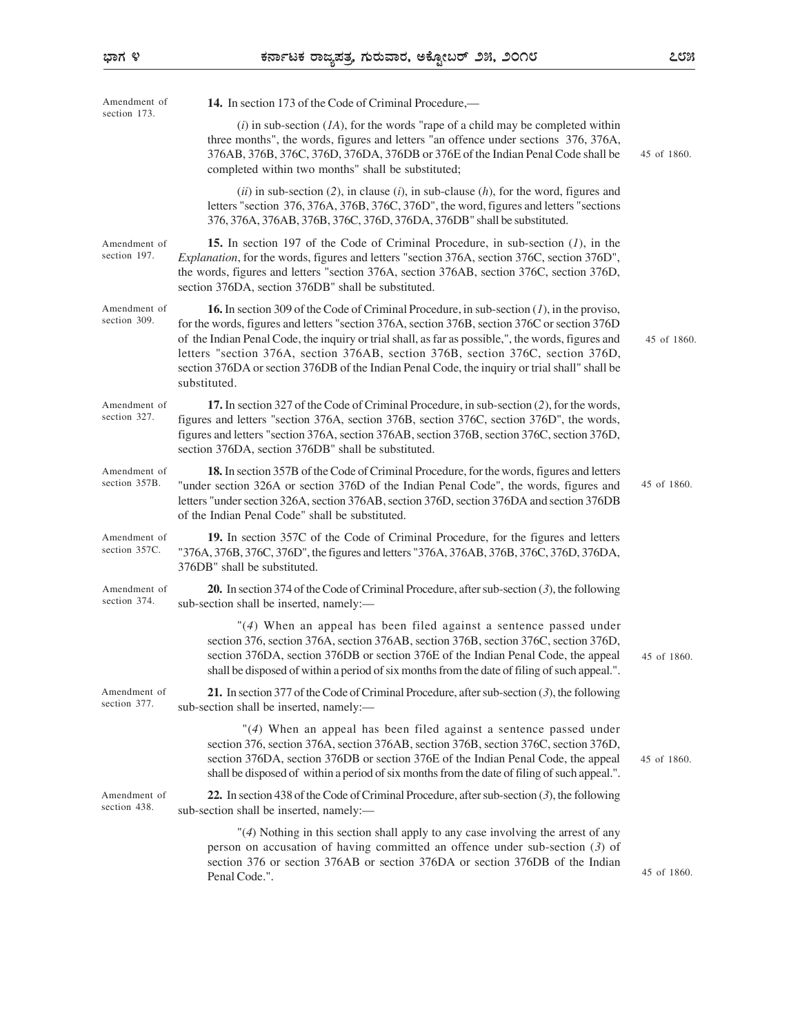Amendment of section 173.

**14.** In section 173 of the Code of Criminal Procedure,—

(*i*) in sub-section (*1A*), for the words "rape of a child may be completed within three months", the words, figures and letters "an offence under sections 376, 376A, 376AB, 376B, 376C, 376D, 376DA, 376DB or 376E of the Indian Penal Code shall be completed within two months" shall be substituted; 45 of 1860.

(*ii*) in sub-section (*2*), in clause (*i*), in sub-clause (*h*), for the word, figures and letters "section 376, 376A, 376B, 376C, 376D", the word, figures and letters "sections 376, 376A, 376AB, 376B, 376C, 376D, 376DA, 376DB" shall be substituted.

Amendment of section 197.

**15.** In section 197 of the Code of Criminal Procedure, in sub-section (*1*), in the *Explanation*, for the words, figures and letters "section 376A, section 376C, section 376D", the words, figures and letters "section 376A, section 376AB, section 376C, section 376D, section 376DA, section 376DB" shall be substituted.

Amendment of section 309.

**16.** In section 309 of the Code of Criminal Procedure, in sub-section (*1*), in the proviso, for the words, figures and letters "section 376A, section 376B, section 376C or section 376D of the Indian Penal Code, the inquiry or trial shall, as far as possible,", the words, figures and letters "section 376A, section 376AB, section 376B, section 376C, section 376D, section 376DA or section 376DB of the Indian Penal Code, the inquiry or trial shall" shall be substituted. 45 of 1860.

Amendment of section 327.

**17.** In section 327 of the Code of Criminal Procedure, in sub-section (*2*), for the words, figures and letters "section 376A, section 376B, section 376C, section 376D", the words, figures and letters "section 376A, section 376AB, section 376B, section 376C, section 376D, section 376DA, section 376DB" shall be substituted.

Amendment of section 357B.

**18.** In section 357B of the Code of Criminal Procedure, for the words, figures and letters "under section 326A or section 376D of the Indian Penal Code", the words, figures and letters "under section 326A, section 376AB, section 376D, section 376DA and section 376DB of the Indian Penal Code" shall be substituted. 45 of 1860.

Amendment of section 357C.

**19.** In section 357C of the Code of Criminal Procedure, for the figures and letters "376A, 376B, 376C, 376D", the figures and letters "376A, 376AB, 376B, 376C, 376D, 376DA, 376DB" shall be substituted.

Amendment of section 374.

**20.** In section 374 of the Code of Criminal Procedure, after sub-section (*3*), the following sub-section shall be inserted, namely:—

"(*4*) When an appeal has been filed against a sentence passed under section 376, section 376A, section 376AB, section 376B, section 376C, section 376D, section 376DA, section 376DB or section 376E of the Indian Penal Code, the appeal shall be disposed of within a period of six months from the date of filing of such appeal.". 45 of 1860.

Amendment of section 377.

**21.** In section 377 of the Code of Criminal Procedure, after sub-section (*3*), the following sub-section shall be inserted, namely:—

"(*4*) When an appeal has been filed against a sentence passed under section 376, section 376A, section 376AB, section 376B, section 376C, section 376D, section 376DA, section 376DB or section 376E of the Indian Penal Code, the appeal shall be disposed of within a period of six months from the date of filing of such appeal.". 45 of 1860.

Amendment of section 438.

**22.** In section 438 of the Code of Criminal Procedure, after sub-section (*3*), the following sub-section shall be inserted, namely:—

"(*4*) Nothing in this section shall apply to any case involving the arrest of any person on accusation of having committed an offence under sub-section (*3*) of section 376 or section 376AB or section 376DA or section 376DB of the Indian Penal Code.". 45 of 1860.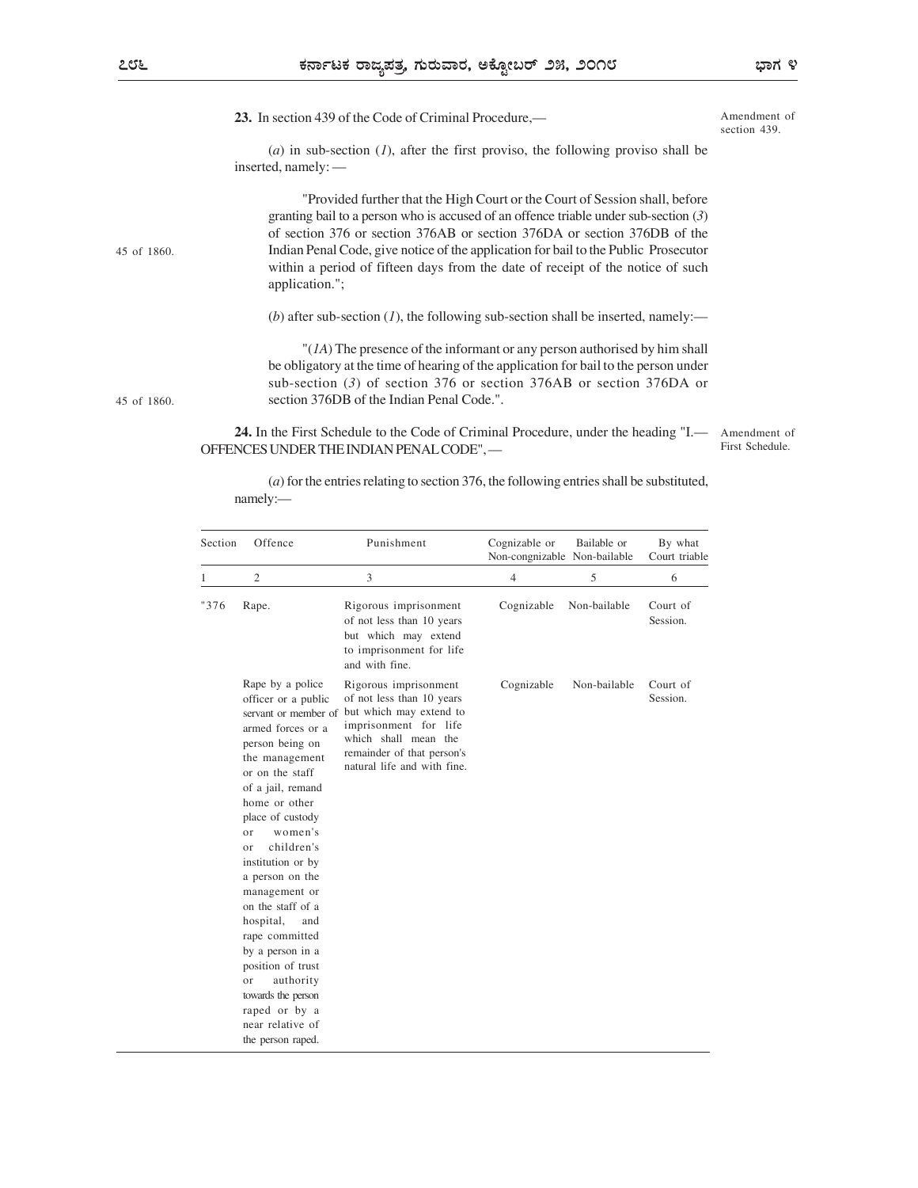**23.** In section 439 of the Code of Criminal Procedure,— Amendment of section 439.

(*a*) in sub-section (*1*), after the first proviso, the following proviso shall be inserted, namely: —

"Provided further that the High Court or the Court of Session shall, before granting bail to a person who is accused of an offence triable under sub-section (*3*) of section 376 or section 376AB or section 376DA or section 376DB of the Indian Penal Code, give notice of the application for bail to the Public Prosecutor within a period of fifteen days from the date of receipt of the notice of such application."; 45 of 1860.

(*b*) after sub-section (*1*), the following sub-section shall be inserted, namely:—

"(*1A*) The presence of the informant or any person authorised by him shall be obligatory at the time of hearing of the application for bail to the person under sub-section (*3*) of section 376 or section 376AB or section 376DA or section 376DB of the Indian Penal Code.". 45 of 1860.

**24.** In the First Schedule to the Code of Criminal Procedure, under the heading "I.— OFFENCES UNDER THE INDIAN PENAL CODE",— Amendment of First Schedule.

(*a*) for the entries relating to section 376, the following entries shall be substituted, namely:—

| Section | Offence | Punishment | Cognizable or Non-congnizable | Bailable or Non-bailable | By what Court triable |
|---|---|---|---|---|---|
| 1 | 2 | 3 | 4 | 5 | 6 |
| "376 | Rape. | Rigorous imprisonment of not less than 10 years but which may extend to imprisonment for life and with fine. | Cognizable | Non-bailable | Court of Session. |
| | Rape by a police officer or a public servant or member of armed forces or a person being on the management or on the staff of a jail, remand home or other place of custody or women's or children's institution or by a person on the management or on the staff of a hospital, and rape committed by a person in a position of trust or authority towards the person raped or by a near relative of the person raped. | Rigorous imprisonment of not less than 10 years but which may extend to imprisonment for life which shall mean the remainder of that person's natural life and with fine. | Cognizable | Non-bailable | Court of Session. |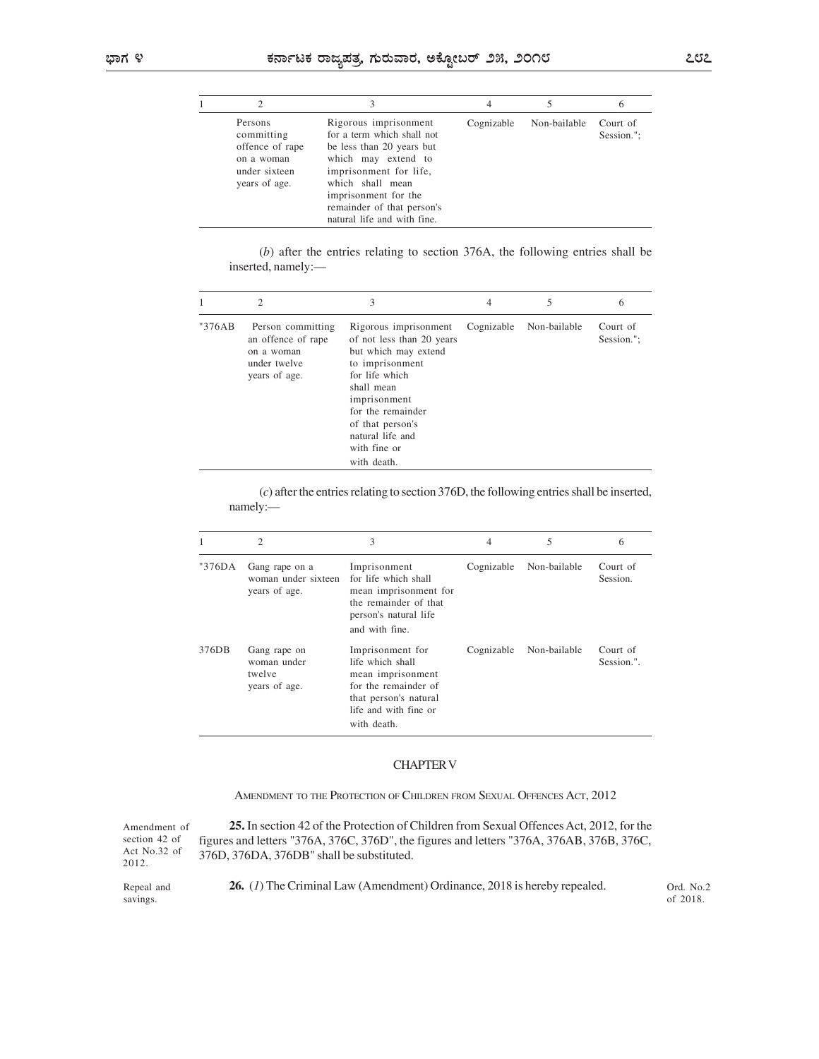| 1 | 2 | 3 | 4 | 5 | 6 |
|---|---|---|---|---|---|
| | Persons committing offence of rape on a woman under sixteen years of age. | Rigorous imprisonment for a term which shall not be less than 20 years but which may extend to imprisonment for life, which shall mean imprisonment for the remainder of that person's natural life and with fine. | Cognizable | Non-bailable | Court of Session."; |

(*b*) after the entries relating to section 376A, the following entries shall be inserted, namely:—

| 1 | 2 | 3 | 4 | 5 | 6 |
|---|---|---|---|---|---|
| "376AB | Person committing an offence of rape on a woman under twelve years of age. | Rigorous imprisonment of not less than 20 years but which may extend to imprisonment for life which shall mean imprisonment for the remainder of that person's natural life and with fine or with death. | Cognizable | Non-bailable | Court of Session."; |

(*c*) after the entries relating to section 376D, the following entries shall be inserted, namely:—

| 1 | 2 | 3 | 4 | 5 | 6 |
|---|---|---|---|---|---|
| "376DA | Gang rape on a woman under sixteen years of age. | Imprisonment for life which shall mean imprisonment for the remainder of that person's natural life and with fine. | Cognizable | Non-bailable | Court of Session. |
| 376DB | Gang rape on woman under twelve years of age. | Imprisonment for life which shall mean imprisonment for the remainder of that person's natural life and with fine or with death. | Cognizable | Non-bailable | Court of Session.". |

## CHAPTER V

### AMENDMENT TO THE PROTECTION OF CHILDREN FROM SEXUAL OFFENCES ACT, 2012

Amendment of section 42 of Act No.32 of 2012.

**25.** In section 42 of the Protection of Children from Sexual Offences Act, 2012, for the figures and letters "376A, 376C, 376D", the figures and letters "376A, 376AB, 376B, 376C, 376D, 376DA, 376DB" shall be substituted.

Repeal and savings.

**26.** (*1*) The Criminal Law (Amendment) Ordinance, 2018 is hereby repealed. Ord. No.2 of 2018.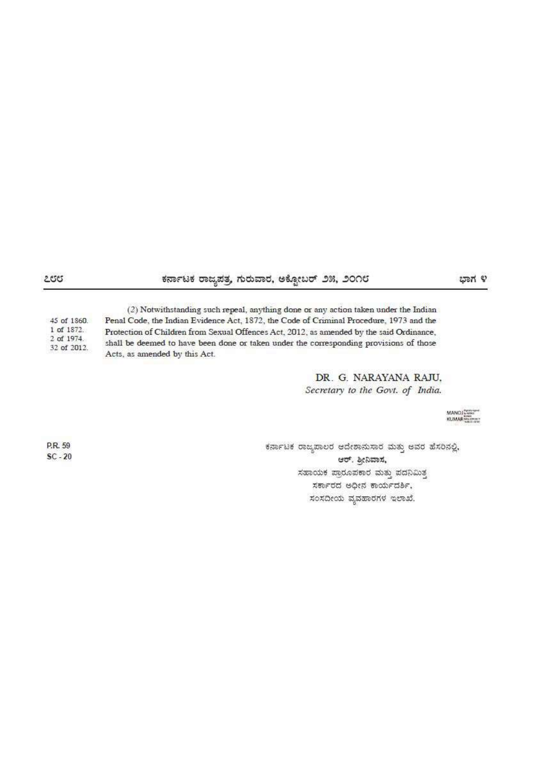45 of 1860.
1 of 1872.
2 of 1974.
32 of 2012.

(2) Notwithstanding such repeal, anything done or any action taken under the Indian Penal Code, the Indian Evidence Act, 1872, the Code of Criminal Procedure, 1973 and the Protection of Children from Sexual Offences Act, 2012, as amended by the said Ordinance, shall be deemed to have been done or taken under the corresponding provisions of those Acts, as amended by this Act.

DR. G. NARAYANA RAJU,
*Secretary to the Govt. of India.*

P.R. 59
SC - 20

ಕರ್ನಾಟಕ ರಾಜ್ಯಪಾಲರ ಆದೇಶಾನುಸಾರ ಮತ್ತು ಅವರ ಹೆಸರಿನಲ್ಲಿ,
ಆರ್. ಶ್ರೀನಿವಾಸ,
ಸಹಾಯಕ ಪ್ರಾರೂಪಕಾರ ಮತ್ತು ಪದನಿಮಿತ್ತ
ಸರ್ಕಾರದ ಅಧೀನ ಕಾರ್ಯದರ್ಶಿ,
ಸಂಸದೀಯ ವ್ಯವಹಾರಗಳ ಇಲಾಖೆ.